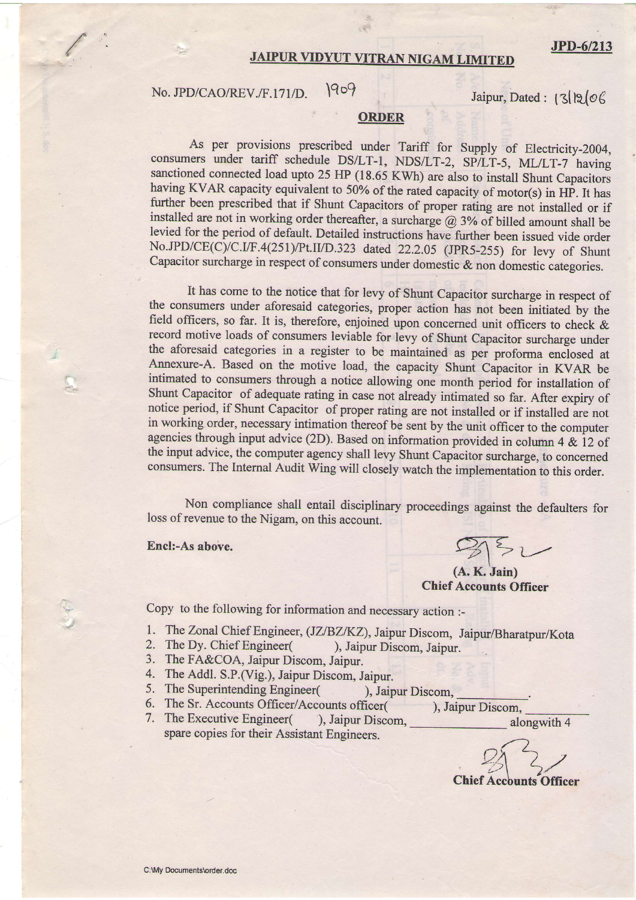JPD-6/213

# JAIPUR VIDYUT VITRAN NIGAM LIMITED

No. JPD/CAO/REV./F.171/D. 1909 Jaipur, Dated : 13/12/06

## ORDER

As per provisions prescribed under Tariff for Supply of Electricity-2004, consumers under tariff schedule DS/LT-1, NDS/LT-2, SP/LT-5, ML/LT-7 having sanctioned connected load upto 25 HP (18.65 KWh) are also to install Shunt Capacitors having KVAR capacity equivalent to 50% of the rated capacity of motor(s) in HP. It has further been prescribed that if Shunt Capacitors of proper rating are not installed or if installed are not in working order thereafter, a surcharge @ 3% of billed amount shall be levied for the period of default. Detailed instructions have further been issued vide order No.JPD/CE(C)/C.I/F.4(251)/Pt.II/D.323 dated 22.2.05 (JPR5-255) for levy of Shunt Capacitor surcharge in respect of consumers under domestic & non domestic categories.

It has come to the notice that for levy of Shunt Capacitor surcharge in respect of the consumers under aforesaid categories, proper action has not been initiated by the field officers, so far. It is, therefore, enjoined upon concerned unit officers to check & record motive loads of consumers leviable for levy of Shunt Capacitor surcharge under the aforesaid categories in a register to be maintained as per proforma enclosed at Annexure-A. Based on the motive load, the capacity Shunt Capacitor in KVAR be intimated to consumers through a notice allowing one month period for installation of Shunt Capacitor of adequate rating in case not already intimated so far. After expiry of notice period, if Shunt Capacitor of proper rating are not installed or if installed are not in working order, necessary intimation thereof be sent by the unit officer to the computer agencies through input advice (2D). Based on information provided in column 4 & 12 of the input advice, the computer agency shall levy Shunt Capacitor surcharge, to concerned consumers. The Internal Audit Wing will closely watch the implementation to this order.

Non compliance shall entail disciplinary proceedings against the defaulters for loss of revenue to the Nigam, on this account.

**Encl:-As above.**

**(A. K. Jain)**
**Chief Accounts Officer**

Copy to the following for information and necessary action :-

1. The Zonal Chief Engineer, (JZ/BZ/KZ), Jaipur Discom, Jaipur/Bharatpur/Kota
2. The Dy. Chief Engineer(          ), Jaipur Discom, Jaipur.
3. The FA&COA, Jaipur Discom, Jaipur.
4. The Addl. S.P.(Vig.), Jaipur Discom, Jaipur.
5. The Superintending Engineer(          ), Jaipur Discom, __________.
6. The Sr. Accounts Officer/Accounts officer(          ), Jaipur Discom, __________
7. The Executive Engineer(     ), Jaipur Discom, __________ alongwith 4 spare copies for their Assistant Engineers.

**Chief Accounts Officer**

C:\My Documents\order.doc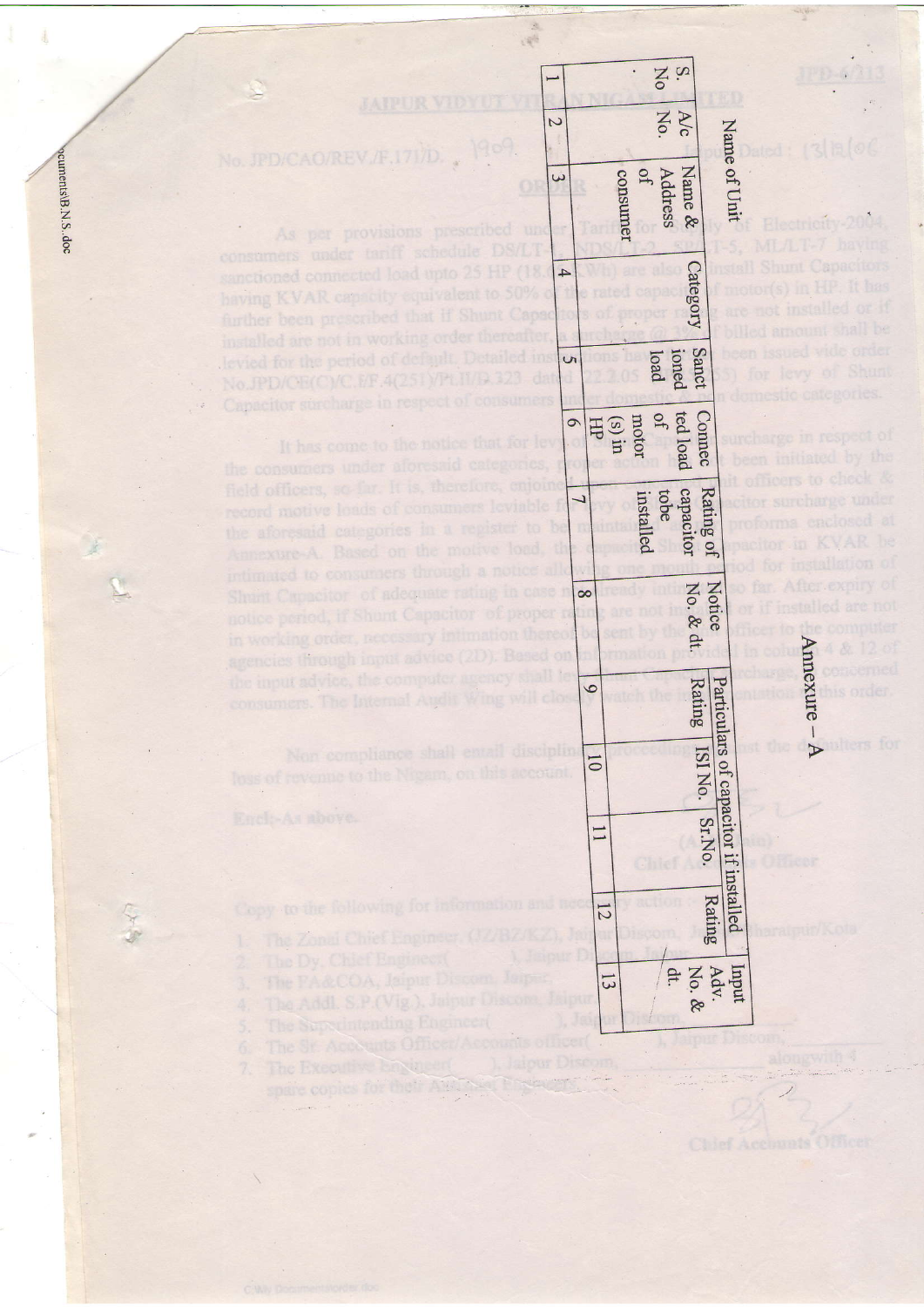# Annexure – A

Name of Unit

| S. No. | A/c No. | Name & Address of consumer | Category | Sanctioned load | Connected load of motor (s) in HP | Rating of capacitor tobe installed | Notice No. & dt. | Particulars of capacitor if installed | | | Input Adv. No. & dt. |
|---|---|---|---|---|---|---|---|---|---|---|---|
| | | | | | | | | Rating | ISI No. | Sr.No. | Rating | |
| 1 | 2 | 3 | 4 | 5 | 6 | 7 | 8 | 9 | 10 | 11 | 12 | 13 |